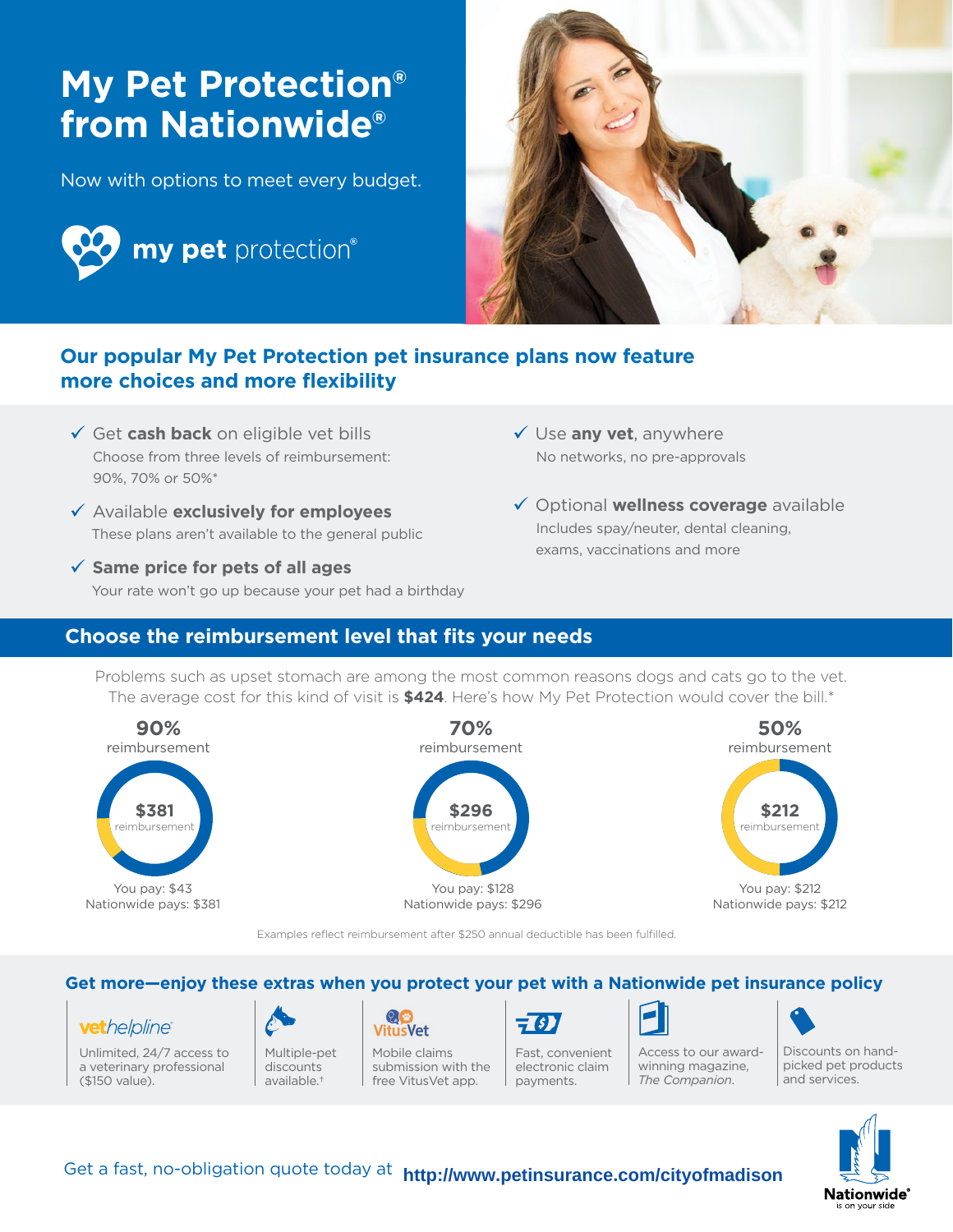# My Pet Protection® from Nationwide®

Now with options to meet every budget.

**my pet** protection®

## Our popular My Pet Protection pet insurance plans now feature more choices and more flexibility

- ✓ Get **cash back** on eligible vet bills
  Choose from three levels of reimbursement: 90%, 70% or 50%*
- ✓ Available **exclusively for employees**
  These plans aren't available to the general public
- ✓ **Same price for pets of all ages**
  Your rate won't go up because your pet had a birthday
- ✓ Use **any vet**, anywhere
  No networks, no pre-approvals
- ✓ Optional **wellness coverage** available
  Includes spay/neuter, dental cleaning, exams, vaccinations and more

## Choose the reimbursement level that fits your needs

Problems such as upset stomach are among the most common reasons dogs and cats go to the vet. The average cost for this kind of visit is **$424**. Here's how My Pet Protection would cover the bill.*

| 90% reimbursement | 70% reimbursement | 50% reimbursement |
|---|---|---|
| $381 reimbursement | $296 reimbursement | $212 reimbursement |
| You pay: $43 | You pay: $128 | You pay: $212 |
| Nationwide pays: $381 | Nationwide pays: $296 | Nationwide pays: $212 |

Examples reflect reimbursement after $250 annual deductible has been fulfilled.

## Get more—enjoy these extras when you protect your pet with a Nationwide pet insurance policy

- **vethelpline®** Unlimited, 24/7 access to a veterinary professional ($150 value).
- Multiple-pet discounts available.†
- **VitusVet** Mobile claims submission with the free VitusVet app.
- Fast, convenient electronic claim payments.
- Access to our award-winning magazine, *The Companion*.
- Discounts on hand-picked pet products and services.

Get a fast, no-obligation quote today at **http://www.petinsurance.com/cityofmadison**

Nationwide® is on your side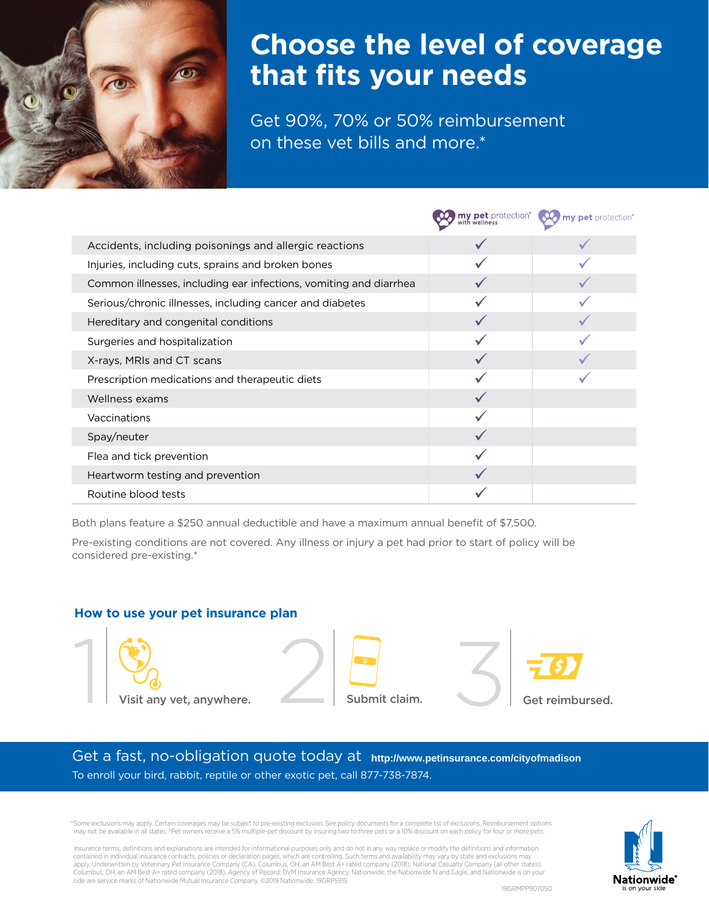# Choose the level of coverage that fits your needs

Get 90%, 70% or 50% reimbursement on these vet bills and more.*

| | my pet protection® with wellness | my pet protection® |
|---|---|---|
| Accidents, including poisonings and allergic reactions | ✓ | ✓ |
| Injuries, including cuts, sprains and broken bones | ✓ | ✓ |
| Common illnesses, including ear infections, vomiting and diarrhea | ✓ | ✓ |
| Serious/chronic illnesses, including cancer and diabetes | ✓ | ✓ |
| Hereditary and congenital conditions | ✓ | ✓ |
| Surgeries and hospitalization | ✓ | ✓ |
| X-rays, MRIs and CT scans | ✓ | ✓ |
| Prescription medications and therapeutic diets | ✓ | ✓ |
| Wellness exams | ✓ | |
| Vaccinations | ✓ | |
| Spay/neuter | ✓ | |
| Flea and tick prevention | ✓ | |
| Heartworm testing and prevention | ✓ | |
| Routine blood tests | ✓ | |

Both plans feature a $250 annual deductible and have a maximum annual benefit of $7,500.

Pre-existing conditions are not covered. Any illness or injury a pet had prior to start of policy will be considered pre-existing.*

## How to use your pet insurance plan

1. Visit any vet, anywhere.
2. Submit claim.
3. Get reimbursed.

Get a fast, no-obligation quote today at **http://www.petinsurance.com/cityofmadison**

To enroll your bird, rabbit, reptile or other exotic pet, call 877-738-7874.

*Some exclusions may apply. Certain coverages may be subject to pre-existing exclusion. See policy documents for a complete list of exclusions. Reimbursement options may not be available in all states. †Pet owners receive a 5% multiple-pet discount by insuring two to three pets or a 10% discount on each policy for four or more pets.

Insurance terms, definitions and explanations are intended for informational purposes only and do not in any way replace or modify the definitions and information contained in individual insurance contracts, policies or declaration pages, which are controlling. Such terms and availability may vary by state and exclusions may apply. Underwritten by Veterinary Pet Insurance Company (CA), Columbus, OH, an AM Best A+ rated company (2018); National Casualty Company (all other states), Columbus, OH, an AM Best A+ rated company (2018). Agency of Record: DVM Insurance Agency. Nationwide, the Nationwide N and Eagle, and Nationwide is on your side are service marks of Nationwide Mutual Insurance Company. ©2019 Nationwide. 19GRP5915

19GRMPP907050

Nationwide® is on your side